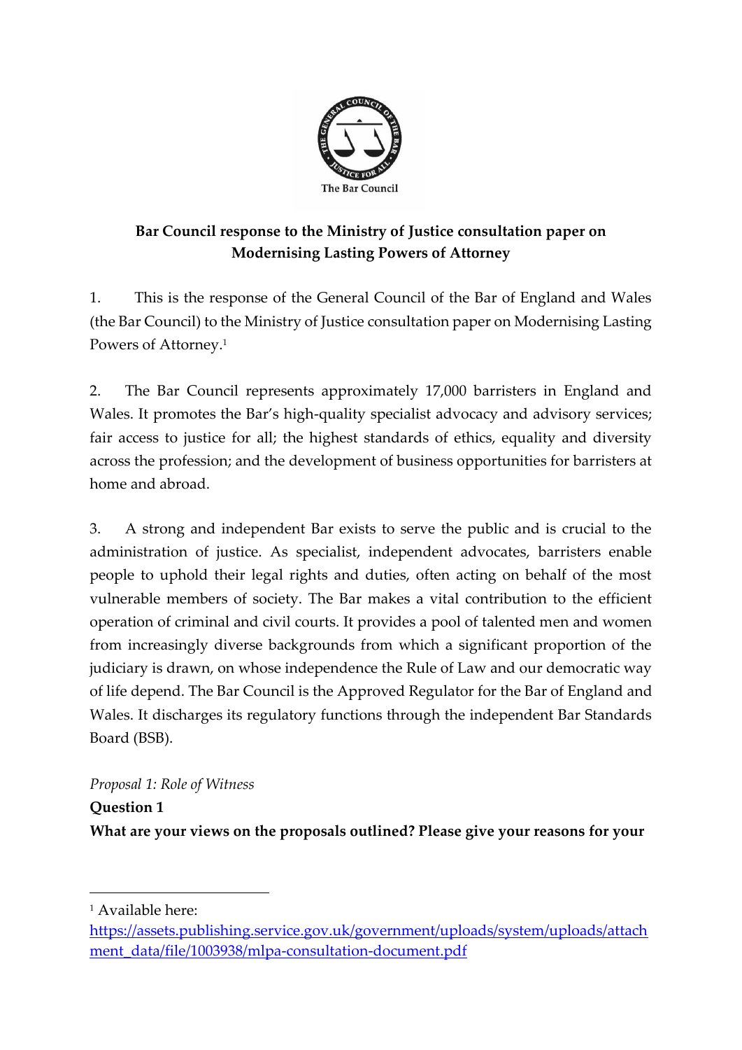The Bar Council

**Bar Council response to the Ministry of Justice consultation paper on Modernising Lasting Powers of Attorney**

1. This is the response of the General Council of the Bar of England and Wales (the Bar Council) to the Ministry of Justice consultation paper on Modernising Lasting Powers of Attorney.[1]

2. The Bar Council represents approximately 17,000 barristers in England and Wales. It promotes the Bar's high-quality specialist advocacy and advisory services; fair access to justice for all; the highest standards of ethics, equality and diversity across the profession; and the development of business opportunities for barristers at home and abroad.

3. A strong and independent Bar exists to serve the public and is crucial to the administration of justice. As specialist, independent advocates, barristers enable people to uphold their legal rights and duties, often acting on behalf of the most vulnerable members of society. The Bar makes a vital contribution to the efficient operation of criminal and civil courts. It provides a pool of talented men and women from increasingly diverse backgrounds from which a significant proportion of the judiciary is drawn, on whose independence the Rule of Law and our democratic way of life depend. The Bar Council is the Approved Regulator for the Bar of England and Wales. It discharges its regulatory functions through the independent Bar Standards Board (BSB).

*Proposal 1: Role of Witness*

**Question 1**

**What are your views on the proposals outlined? Please give your reasons for your**

---

[1] Available here: https://assets.publishing.service.gov.uk/government/uploads/system/uploads/attachment_data/file/1003938/mlpa-consultation-document.pdf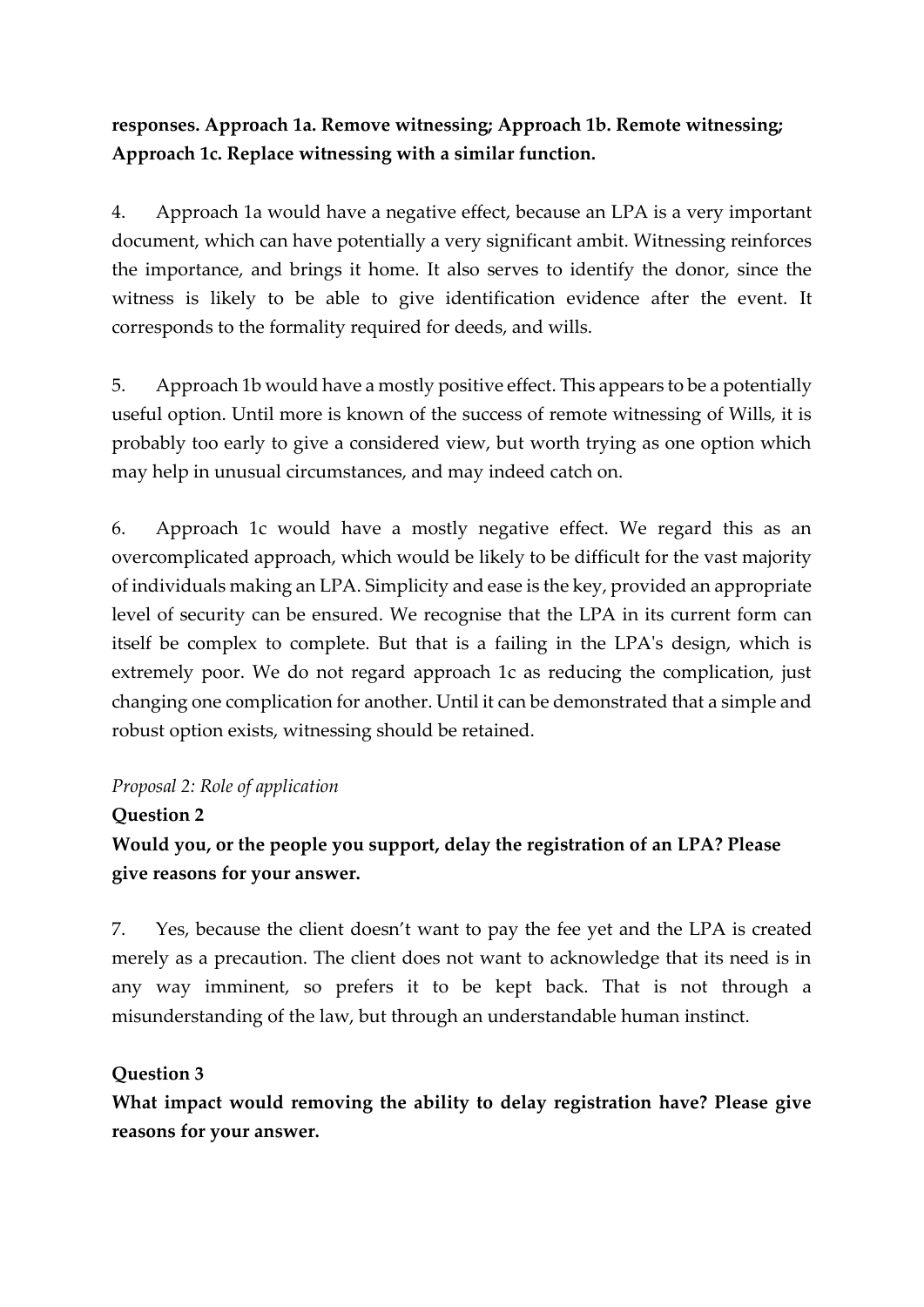**responses. Approach 1a. Remove witnessing; Approach 1b. Remote witnessing; Approach 1c. Replace witnessing with a similar function.**

4. Approach 1a would have a negative effect, because an LPA is a very important document, which can have potentially a very significant ambit. Witnessing reinforces the importance, and brings it home. It also serves to identify the donor, since the witness is likely to be able to give identification evidence after the event. It corresponds to the formality required for deeds, and wills.

5. Approach 1b would have a mostly positive effect. This appears to be a potentially useful option. Until more is known of the success of remote witnessing of Wills, it is probably too early to give a considered view, but worth trying as one option which may help in unusual circumstances, and may indeed catch on.

6. Approach 1c would have a mostly negative effect. We regard this as an overcomplicated approach, which would be likely to be difficult for the vast majority of individuals making an LPA. Simplicity and ease is the key, provided an appropriate level of security can be ensured. We recognise that the LPA in its current form can itself be complex to complete. But that is a failing in the LPA's design, which is extremely poor. We do not regard approach 1c as reducing the complication, just changing one complication for another. Until it can be demonstrated that a simple and robust option exists, witnessing should be retained.

*Proposal 2: Role of application*

**Question 2**

**Would you, or the people you support, delay the registration of an LPA? Please give reasons for your answer.**

7. Yes, because the client doesn't want to pay the fee yet and the LPA is created merely as a precaution. The client does not want to acknowledge that its need is in any way imminent, so prefers it to be kept back. That is not through a misunderstanding of the law, but through an understandable human instinct.

**Question 3**

**What impact would removing the ability to delay registration have? Please give reasons for your answer.**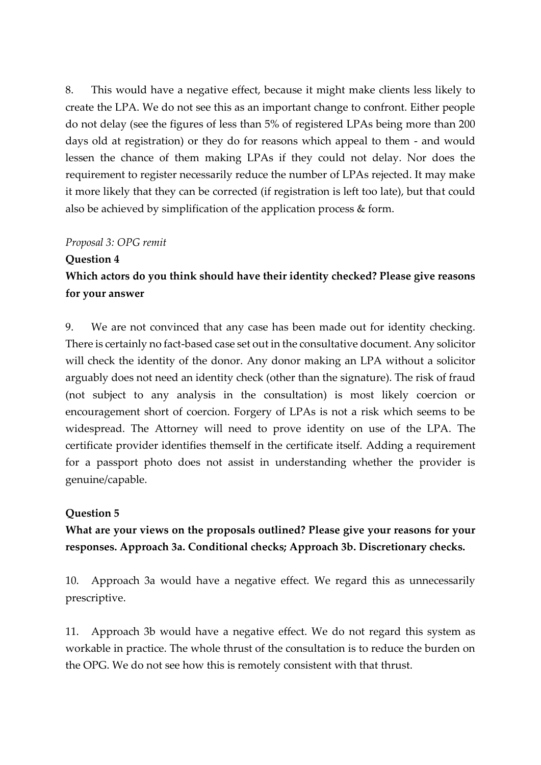8. This would have a negative effect, because it might make clients less likely to create the LPA. We do not see this as an important change to confront. Either people do not delay (see the figures of less than 5% of registered LPAs being more than 200 days old at registration) or they do for reasons which appeal to them - and would lessen the chance of them making LPAs if they could not delay. Nor does the requirement to register necessarily reduce the number of LPAs rejected. It may make it more likely that they can be corrected (if registration is left too late), but that could also be achieved by simplification of the application process & form.

*Proposal 3: OPG remit*

**Question 4**

**Which actors do you think should have their identity checked? Please give reasons for your answer**

9. We are not convinced that any case has been made out for identity checking. There is certainly no fact-based case set out in the consultative document. Any solicitor will check the identity of the donor. Any donor making an LPA without a solicitor arguably does not need an identity check (other than the signature). The risk of fraud (not subject to any analysis in the consultation) is most likely coercion or encouragement short of coercion. Forgery of LPAs is not a risk which seems to be widespread. The Attorney will need to prove identity on use of the LPA. The certificate provider identifies themself in the certificate itself. Adding a requirement for a passport photo does not assist in understanding whether the provider is genuine/capable.

**Question 5**

**What are your views on the proposals outlined? Please give your reasons for your responses. Approach 3a. Conditional checks; Approach 3b. Discretionary checks.**

10. Approach 3a would have a negative effect. We regard this as unnecessarily prescriptive.

11. Approach 3b would have a negative effect. We do not regard this system as workable in practice. The whole thrust of the consultation is to reduce the burden on the OPG. We do not see how this is remotely consistent with that thrust.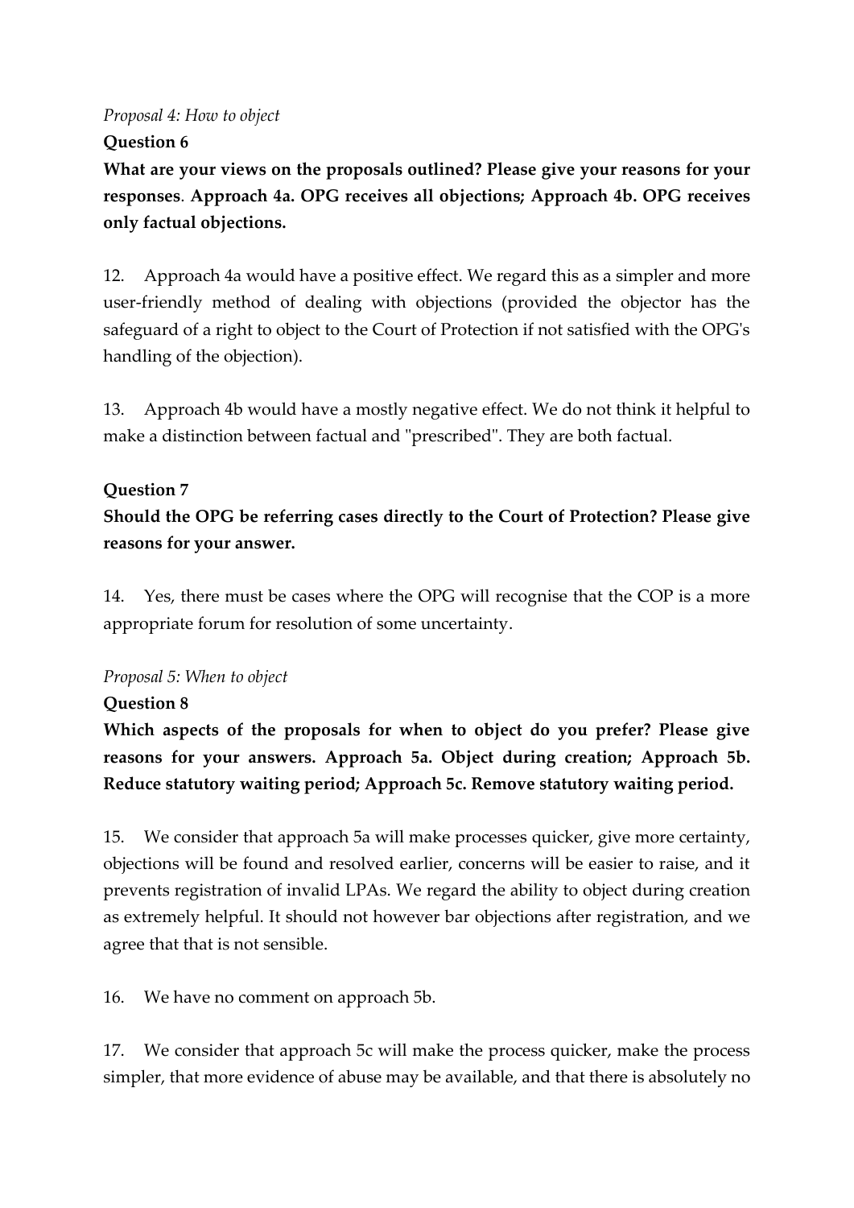*Proposal 4: How to object*

**Question 6**

**What are your views on the proposals outlined? Please give your reasons for your responses. Approach 4a. OPG receives all objections; Approach 4b. OPG receives only factual objections.**

12. Approach 4a would have a positive effect. We regard this as a simpler and more user-friendly method of dealing with objections (provided the objector has the safeguard of a right to object to the Court of Protection if not satisfied with the OPG's handling of the objection).

13. Approach 4b would have a mostly negative effect. We do not think it helpful to make a distinction between factual and "prescribed". They are both factual.

**Question 7**

**Should the OPG be referring cases directly to the Court of Protection? Please give reasons for your answer.**

14. Yes, there must be cases where the OPG will recognise that the COP is a more appropriate forum for resolution of some uncertainty.

*Proposal 5: When to object*

**Question 8**

**Which aspects of the proposals for when to object do you prefer? Please give reasons for your answers. Approach 5a. Object during creation; Approach 5b. Reduce statutory waiting period; Approach 5c. Remove statutory waiting period.**

15. We consider that approach 5a will make processes quicker, give more certainty, objections will be found and resolved earlier, concerns will be easier to raise, and it prevents registration of invalid LPAs. We regard the ability to object during creation as extremely helpful. It should not however bar objections after registration, and we agree that that is not sensible.

16. We have no comment on approach 5b.

17. We consider that approach 5c will make the process quicker, make the process simpler, that more evidence of abuse may be available, and that there is absolutely no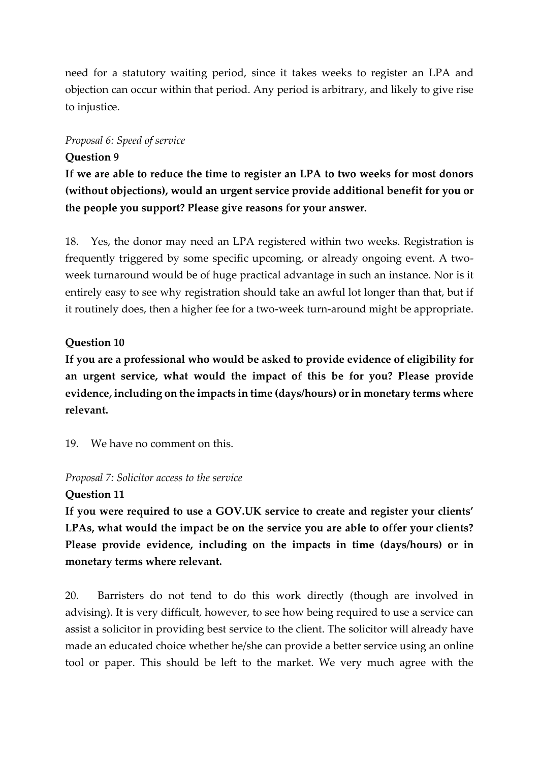need for a statutory waiting period, since it takes weeks to register an LPA and objection can occur within that period. Any period is arbitrary, and likely to give rise to injustice.

*Proposal 6: Speed of service*

**Question 9**

**If we are able to reduce the time to register an LPA to two weeks for most donors (without objections), would an urgent service provide additional benefit for you or the people you support? Please give reasons for your answer.**

18. Yes, the donor may need an LPA registered within two weeks. Registration is frequently triggered by some specific upcoming, or already ongoing event. A two-week turnaround would be of huge practical advantage in such an instance. Nor is it entirely easy to see why registration should take an awful lot longer than that, but if it routinely does, then a higher fee for a two-week turn-around might be appropriate.

**Question 10**

**If you are a professional who would be asked to provide evidence of eligibility for an urgent service, what would the impact of this be for you? Please provide evidence, including on the impacts in time (days/hours) or in monetary terms where relevant.**

19. We have no comment on this.

*Proposal 7: Solicitor access to the service*

**Question 11**

**If you were required to use a GOV.UK service to create and register your clients' LPAs, what would the impact be on the service you are able to offer your clients? Please provide evidence, including on the impacts in time (days/hours) or in monetary terms where relevant.**

20. Barristers do not tend to do this work directly (though are involved in advising). It is very difficult, however, to see how being required to use a service can assist a solicitor in providing best service to the client. The solicitor will already have made an educated choice whether he/she can provide a better service using an online tool or paper. This should be left to the market. We very much agree with the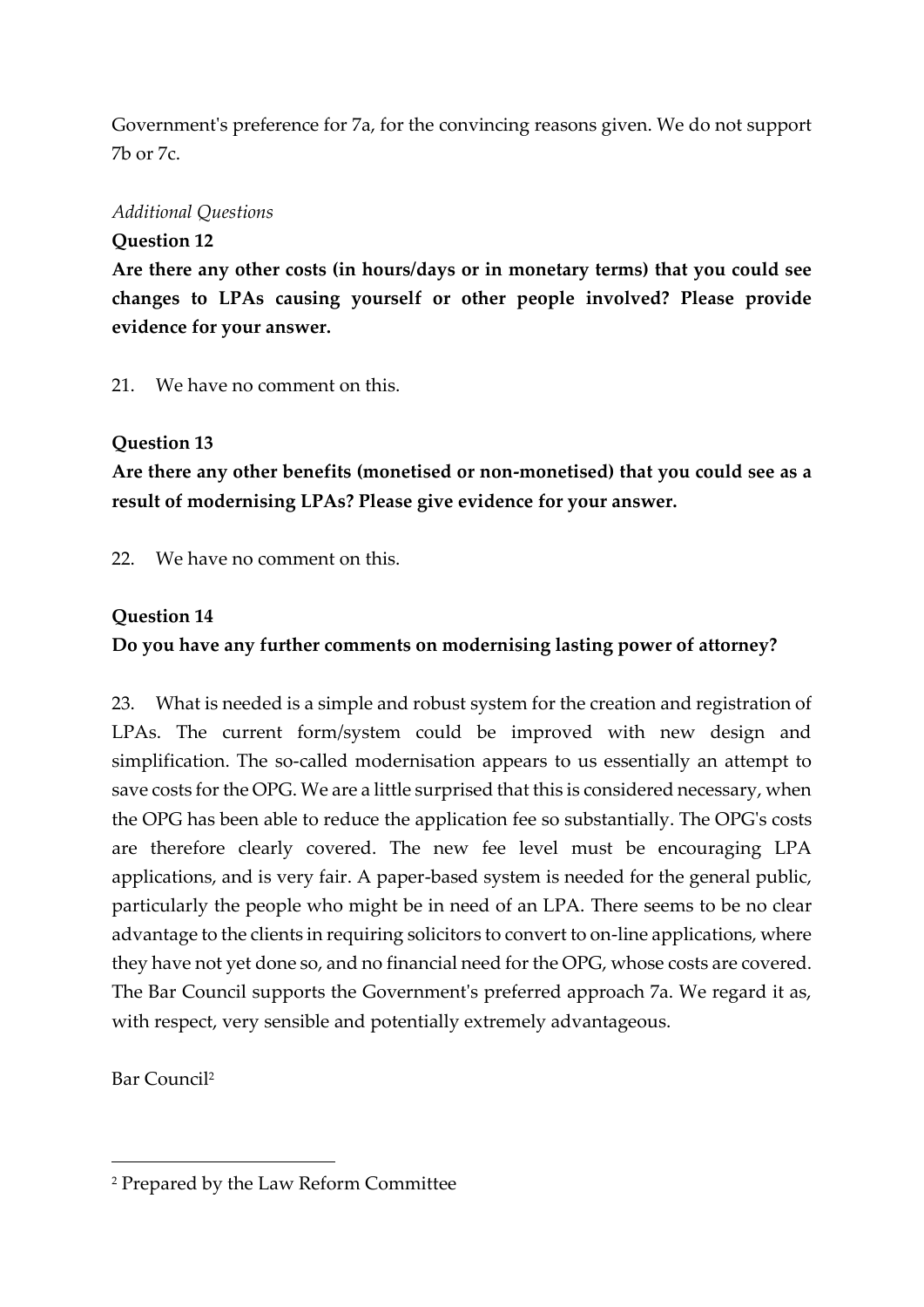Government's preference for 7a, for the convincing reasons given. We do not support 7b or 7c.

*Additional Questions*

**Question 12**

**Are there any other costs (in hours/days or in monetary terms) that you could see changes to LPAs causing yourself or other people involved? Please provide evidence for your answer.**

21. We have no comment on this.

**Question 13**

**Are there any other benefits (monetised or non-monetised) that you could see as a result of modernising LPAs? Please give evidence for your answer.**

22. We have no comment on this.

**Question 14**

**Do you have any further comments on modernising lasting power of attorney?**

23. What is needed is a simple and robust system for the creation and registration of LPAs. The current form/system could be improved with new design and simplification. The so-called modernisation appears to us essentially an attempt to save costs for the OPG. We are a little surprised that this is considered necessary, when the OPG has been able to reduce the application fee so substantially. The OPG's costs are therefore clearly covered. The new fee level must be encouraging LPA applications, and is very fair. A paper-based system is needed for the general public, particularly the people who might be in need of an LPA. There seems to be no clear advantage to the clients in requiring solicitors to convert to on-line applications, where they have not yet done so, and no financial need for the OPG, whose costs are covered. The Bar Council supports the Government's preferred approach 7a. We regard it as, with respect, very sensible and potentially extremely advantageous.

Bar Council[2]

[2] Prepared by the Law Reform Committee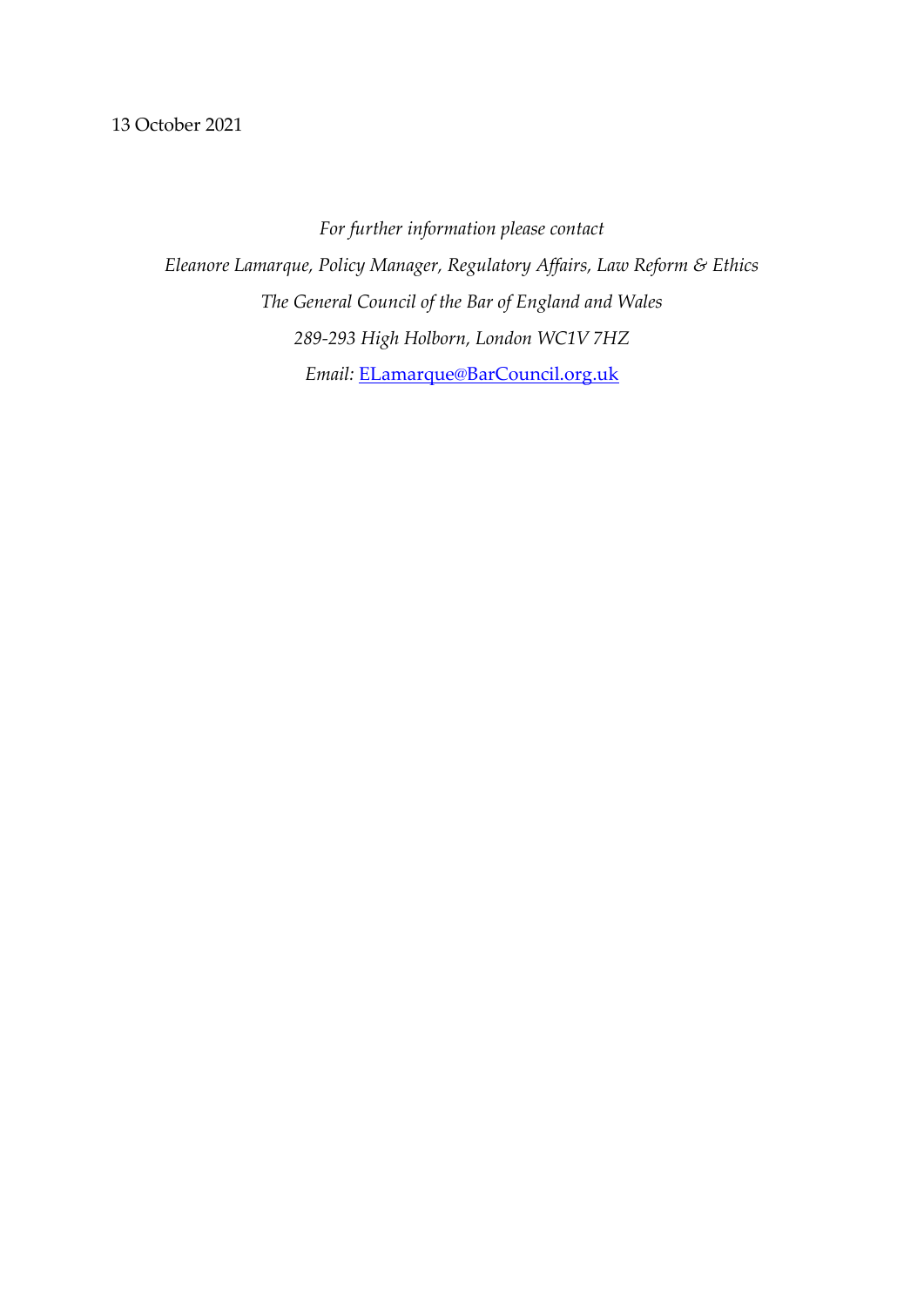13 October 2021

*For further information please contact*

*Eleanore Lamarque, Policy Manager, Regulatory Affairs, Law Reform & Ethics*

*The General Council of the Bar of England and Wales*

*289-293 High Holborn, London WC1V 7HZ*

*Email:* ELamarque@BarCouncil.org.uk